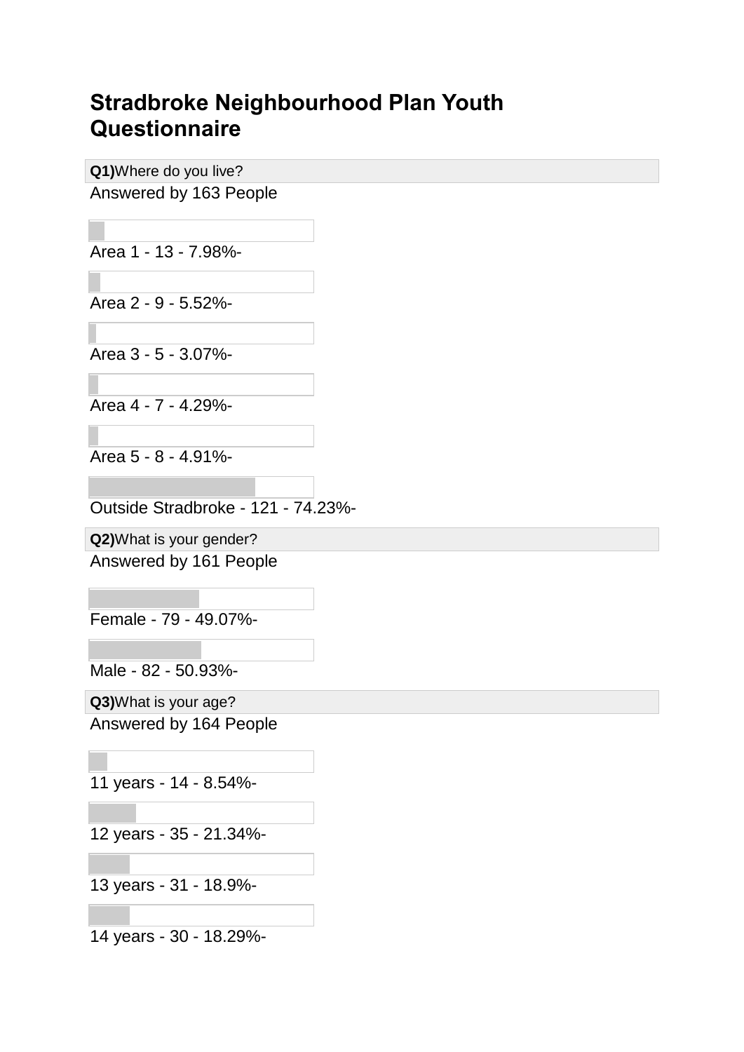# Stradbroke Neighbourhood Plan Youth Questionnaire

**Q1)**Where do you live?

Answered by 163 People

Area 1 - 13 - 7.98%-

Area 2 - 9 - 5.52%-

Area 3 - 5 - 3.07%-

Area 4 - 7 - 4.29%-

Area 5 - 8 - 4.91%-

Outside Stradbroke - 121 - 74.23%-

**Q2)**What is your gender?

Answered by 161 People

Female - 79 - 49.07%-

Male - 82 - 50.93%-

**Q3)**What is your age?

Answered by 164 People

11 years - 14 - 8.54%-

12 years - 35 - 21.34%-

13 years - 31 - 18.9%-

14 years - 30 - 18.29%-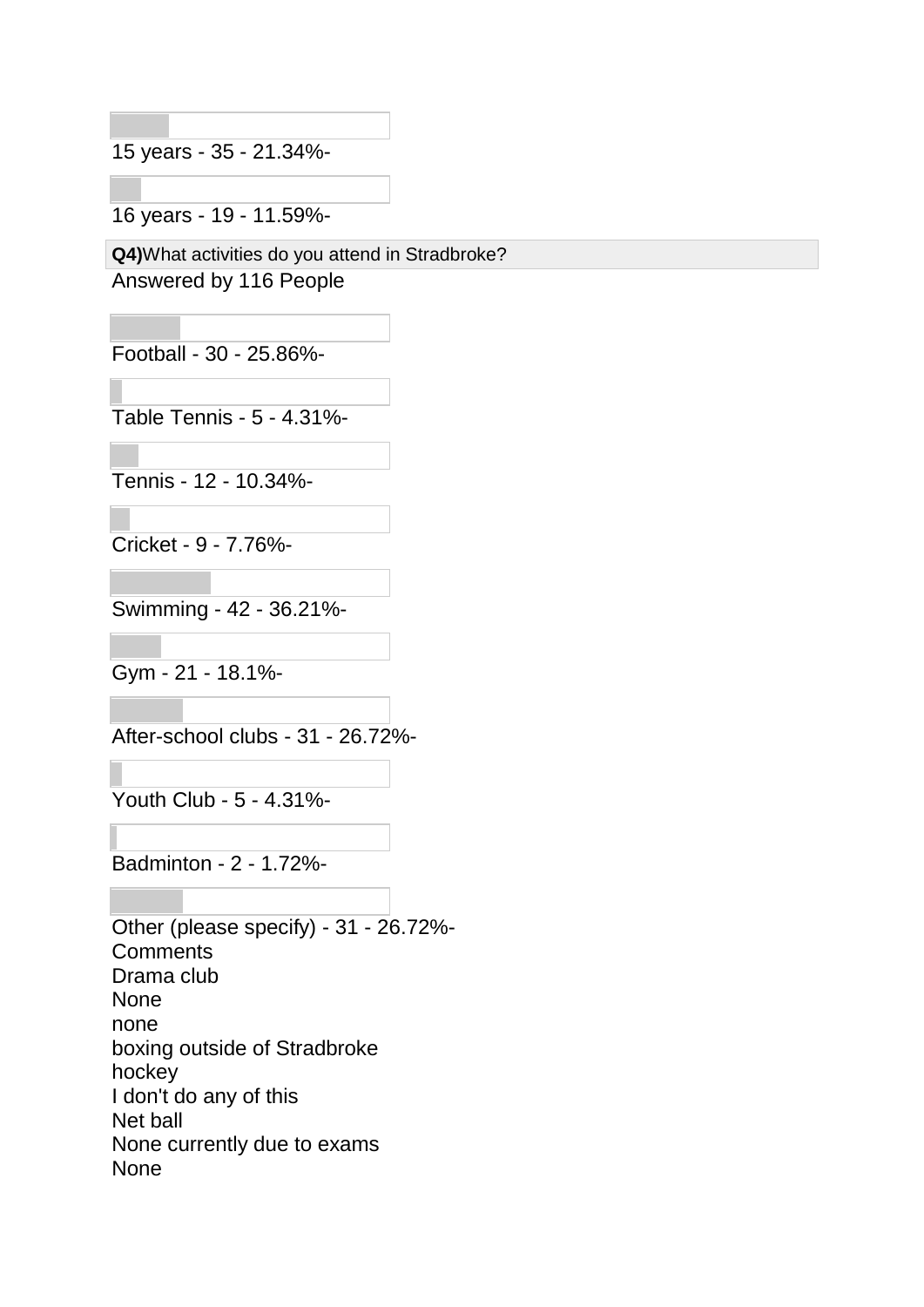15 years - 35 - 21.34%-

16 years - 19 - 11.59%-

**Q4)**What activities do you attend in Stradbroke?

Answered by 116 People

Football - 30 - 25.86%-

Table Tennis - 5 - 4.31%-

Tennis - 12 - 10.34%-

Cricket - 9 - 7.76%-

Swimming - 42 - 36.21%-

Gym - 21 - 18.1%-

After-school clubs - 31 - 26.72%-

Youth Club - 5 - 4.31%-

Badminton - 2 - 1.72%-

Other (please specify) - 31 - 26.72%-

Comments

Drama club

None

none

boxing outside of Stradbroke

hockey

I don't do any of this

Net ball

None currently due to exams

None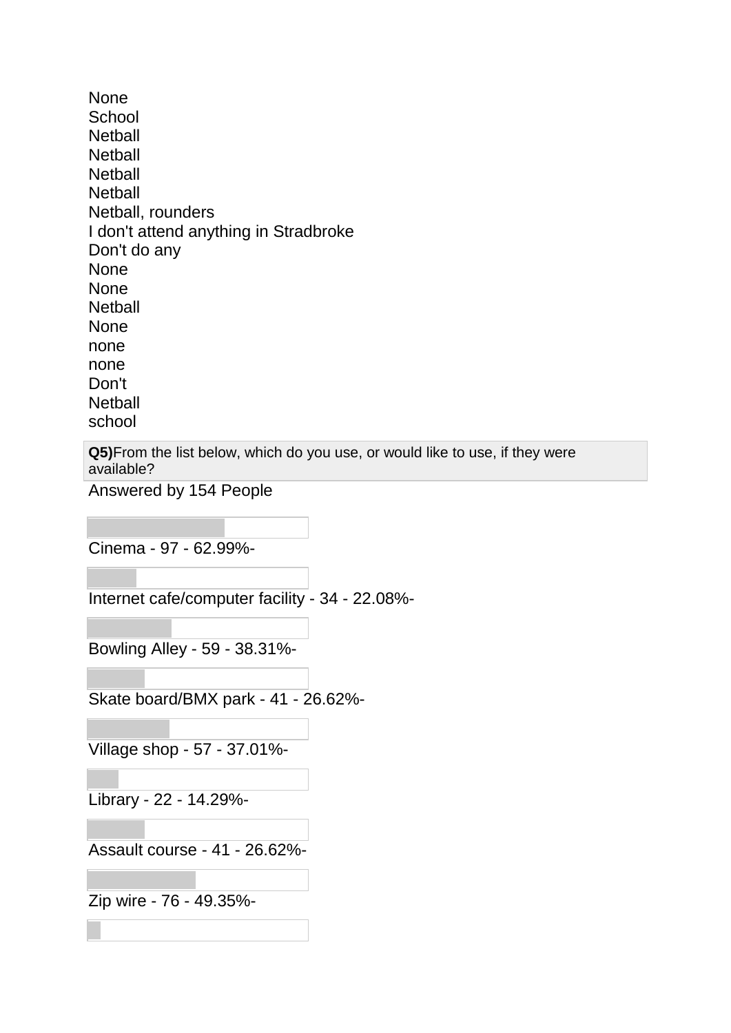None
School
Netball
Netball
Netball
Netball
Netball, rounders
I don't attend anything in Stradbroke
Don't do any
None
None
Netball
None
none
none
Don't
Netball
school

**Q5)**From the list below, which do you use, or would like to use, if they were available?

Answered by 154 People

Cinema - 97 - 62.99%-

Internet cafe/computer facility - 34 - 22.08%-

Bowling Alley - 59 - 38.31%-

Skate board/BMX park - 41 - 26.62%-

Village shop - 57 - 37.01%-

Library - 22 - 14.29%-

Assault course - 41 - 26.62%-

Zip wire - 76 - 49.35%-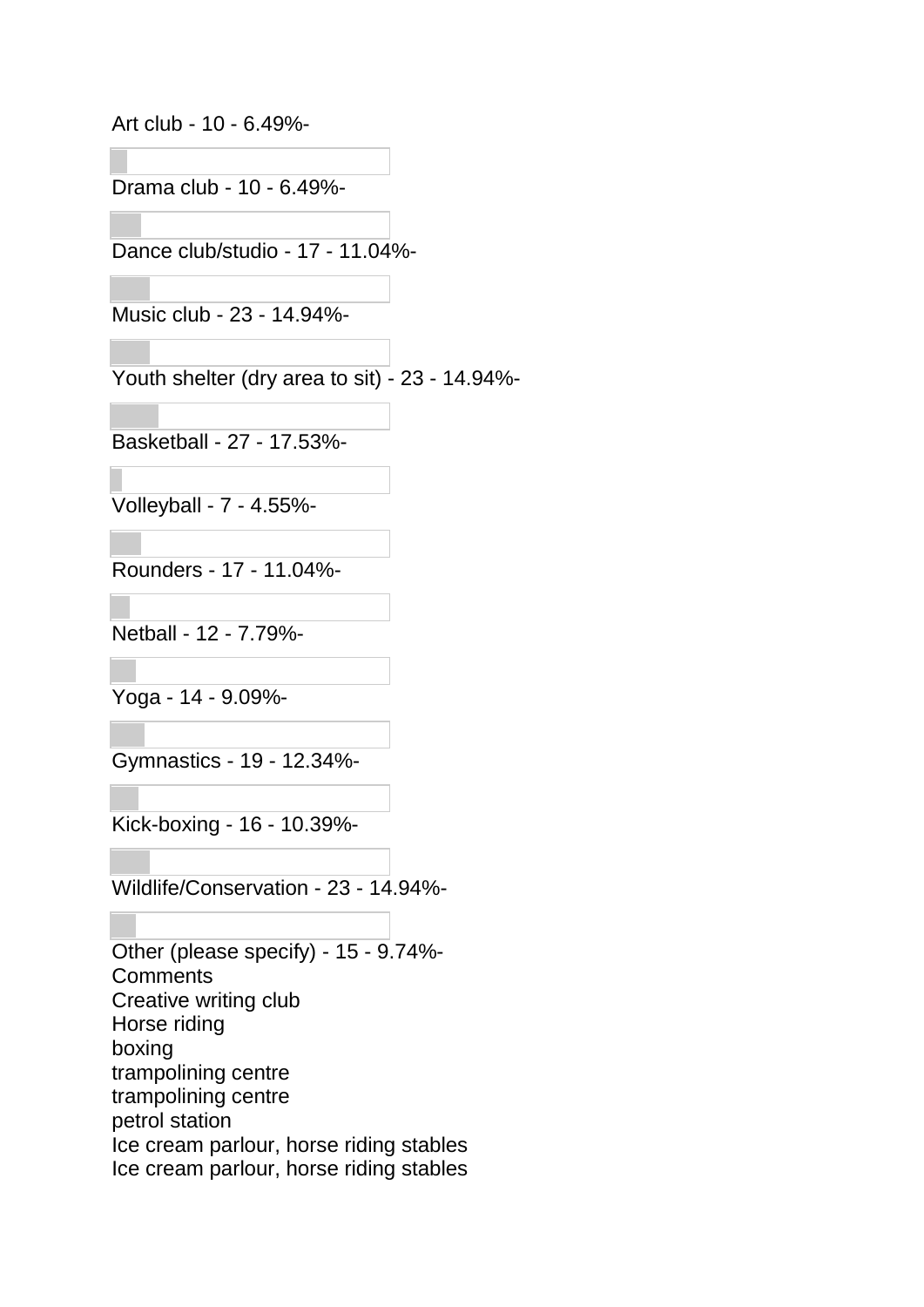Art club - 10 - 6.49%-

Drama club - 10 - 6.49%-

Dance club/studio - 17 - 11.04%-

Music club - 23 - 14.94%-

Youth shelter (dry area to sit) - 23 - 14.94%-

Basketball - 27 - 17.53%-

Volleyball - 7 - 4.55%-

Rounders - 17 - 11.04%-

Netball - 12 - 7.79%-

Yoga - 14 - 9.09%-

Gymnastics - 19 - 12.34%-

Kick-boxing - 16 - 10.39%-

Wildlife/Conservation - 23 - 14.94%-

Other (please specify) - 15 - 9.74%-

Comments

Creative writing club

Horse riding

boxing

trampolining centre

trampolining centre

petrol station

Ice cream parlour, horse riding stables

Ice cream parlour, horse riding stables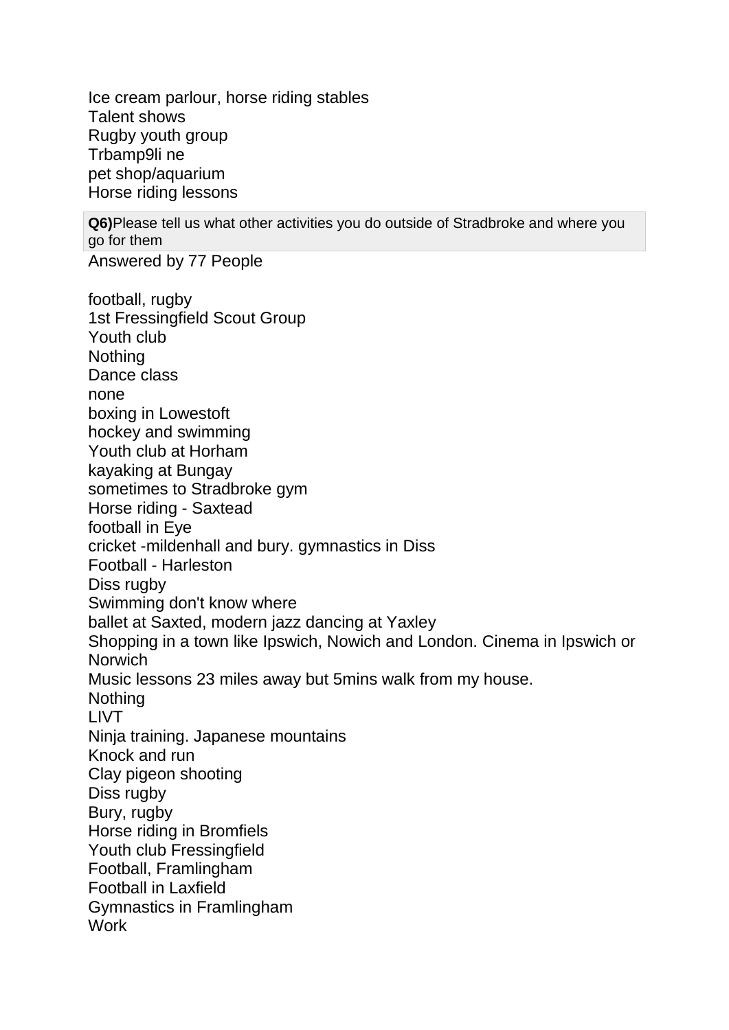Ice cream parlour, horse riding stables
Talent shows
Rugby youth group
Trbamp9li ne
pet shop/aquarium
Horse riding lessons

**Q6)** Please tell us what other activities you do outside of Stradbroke and where you go for them

Answered by 77 People

football, rugby
1st Fressingfield Scout Group
Youth club
Nothing
Dance class
none
boxing in Lowestoft
hockey and swimming
Youth club at Horham
kayaking at Bungay
sometimes to Stradbroke gym
Horse riding - Saxtead
football in Eye
cricket -mildenhall and bury. gymnastics in Diss
Football - Harleston
Diss rugby
Swimming don't know where
ballet at Saxted, modern jazz dancing at Yaxley
Shopping in a town like Ipswich, Nowich and London. Cinema in Ipswich or Norwich
Music lessons 23 miles away but 5mins walk from my house.
Nothing
LIVT
Ninja training. Japanese mountains
Knock and run
Clay pigeon shooting
Diss rugby
Bury, rugby
Horse riding in Bromfiels
Youth club Fressingfield
Football, Framlingham
Football in Laxfield
Gymnastics in Framlingham
Work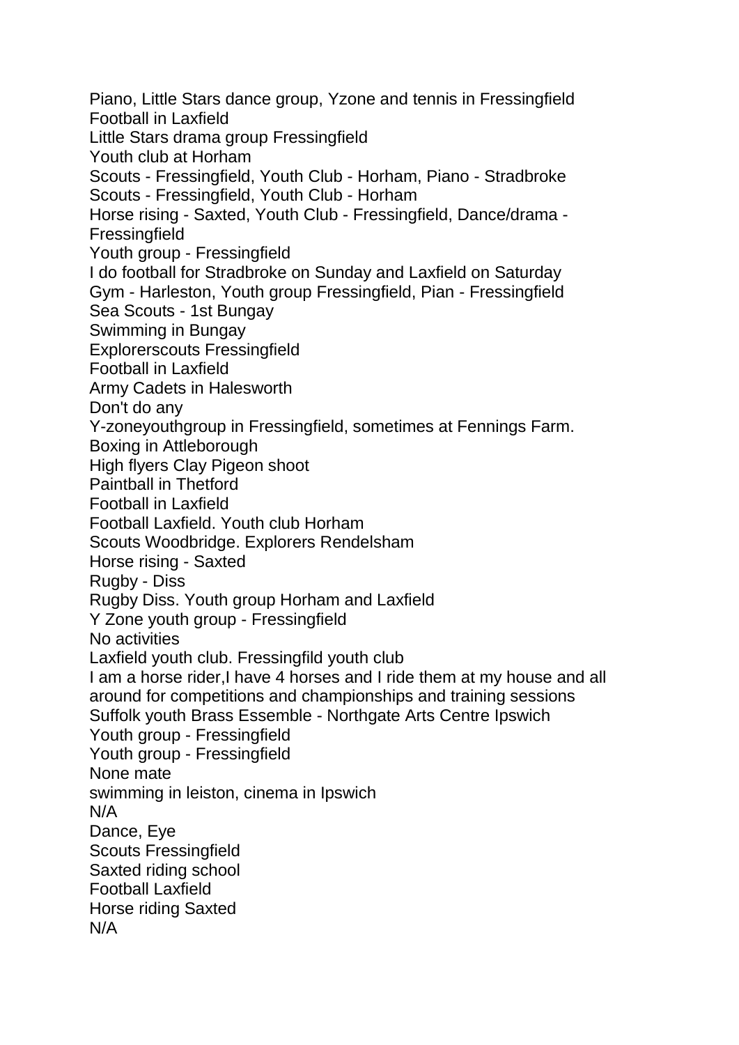Piano, Little Stars dance group, Yzone and tennis in Fressingfield
Football in Laxfield
Little Stars drama group Fressingfield
Youth club at Horham
Scouts - Fressingfield, Youth Club - Horham, Piano - Stradbroke
Scouts - Fressingfield, Youth Club - Horham
Horse rising - Saxted, Youth Club - Fressingfield, Dance/drama - Fressingfield
Youth group - Fressingfield
I do football for Stradbroke on Sunday and Laxfield on Saturday
Gym - Harleston, Youth group Fressingfield, Pian - Fressingfield
Sea Scouts - 1st Bungay
Swimming in Bungay
Explorerscouts Fressingfield
Football in Laxfield
Army Cadets in Halesworth
Don't do any
Y-zoneyouthgroup in Fressingfield, sometimes at Fennings Farm.
Boxing in Attleborough
High flyers Clay Pigeon shoot
Paintball in Thetford
Football in Laxfield
Football Laxfield. Youth club Horham
Scouts Woodbridge. Explorers Rendelsham
Horse rising - Saxted
Rugby - Diss
Rugby Diss. Youth group Horham and Laxfield
Y Zone youth group - Fressingfield
No activities
Laxfield youth club. Fressingfild youth club
I am a horse rider,I have 4 horses and I ride them at my house and all around for competitions and championships and training sessions
Suffolk youth Brass Essemble - Northgate Arts Centre Ipswich
Youth group - Fressingfield
Youth group - Fressingfield
None mate
swimming in leiston, cinema in Ipswich
N/A
Dance, Eye
Scouts Fressingfield
Saxted riding school
Football Laxfield
Horse riding Saxted
N/A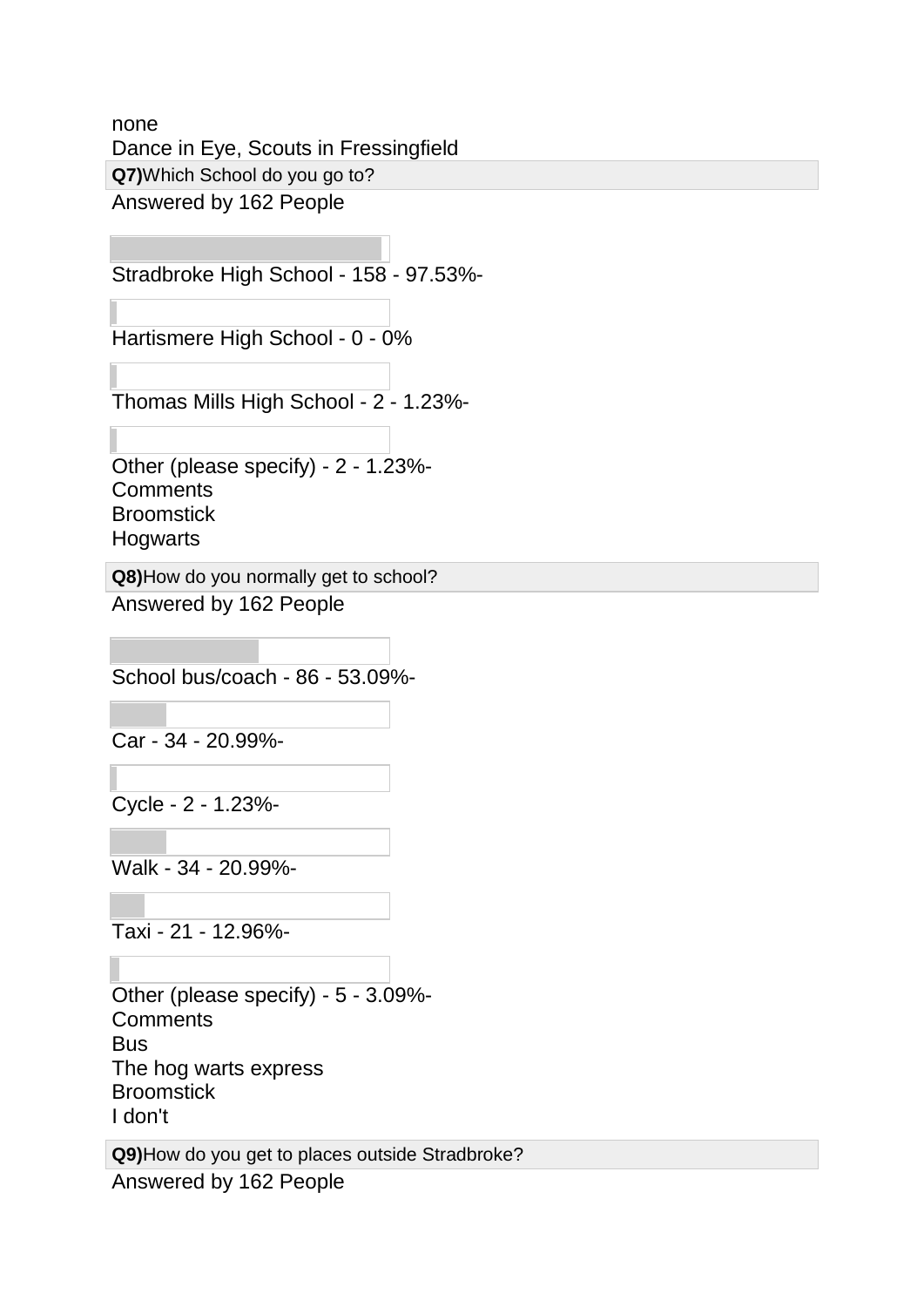none
Dance in Eye, Scouts in Fressingfield

**Q7)** Which School do you go to?

Answered by 162 People

Stradbroke High School - 158 - 97.53%-

Hartismere High School - 0 - 0%

Thomas Mills High School - 2 - 1.23%-

Other (please specify) - 2 - 1.23%-
Comments
Broomstick
Hogwarts

**Q8)** How do you normally get to school?

Answered by 162 People

School bus/coach - 86 - 53.09%-

Car - 34 - 20.99%-

Cycle - 2 - 1.23%-

Walk - 34 - 20.99%-

Taxi - 21 - 12.96%-

Other (please specify) - 5 - 3.09%-
Comments
Bus
The hog warts express
Broomstick
I don't

**Q9)** How do you get to places outside Stradbroke?

Answered by 162 People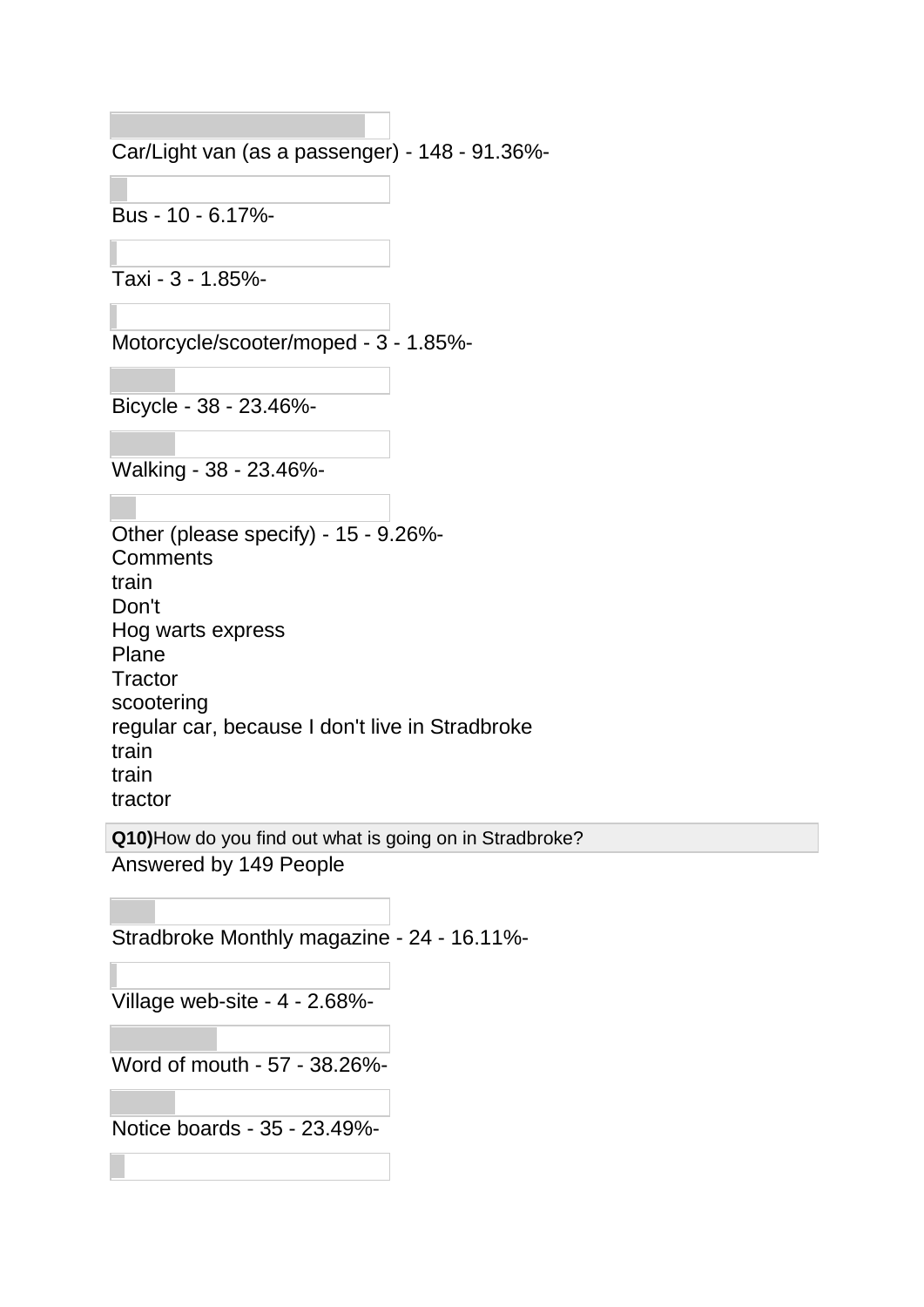Car/Light van (as a passenger) - 148 - 91.36%-

Bus - 10 - 6.17%-

Taxi - 3 - 1.85%-

Motorcycle/scooter/moped - 3 - 1.85%-

Bicycle - 38 - 23.46%-

Walking - 38 - 23.46%-

Other (please specify) - 15 - 9.26%-
Comments
train
Don't
Hog warts express
Plane
Tractor
scootering
regular car, because I don't live in Stradbroke
train
train
tractor

**Q10)**How do you find out what is going on in Stradbroke?

Answered by 149 People

Stradbroke Monthly magazine - 24 - 16.11%-

Village web-site - 4 - 2.68%-

Word of mouth - 57 - 38.26%-

Notice boards - 35 - 23.49%-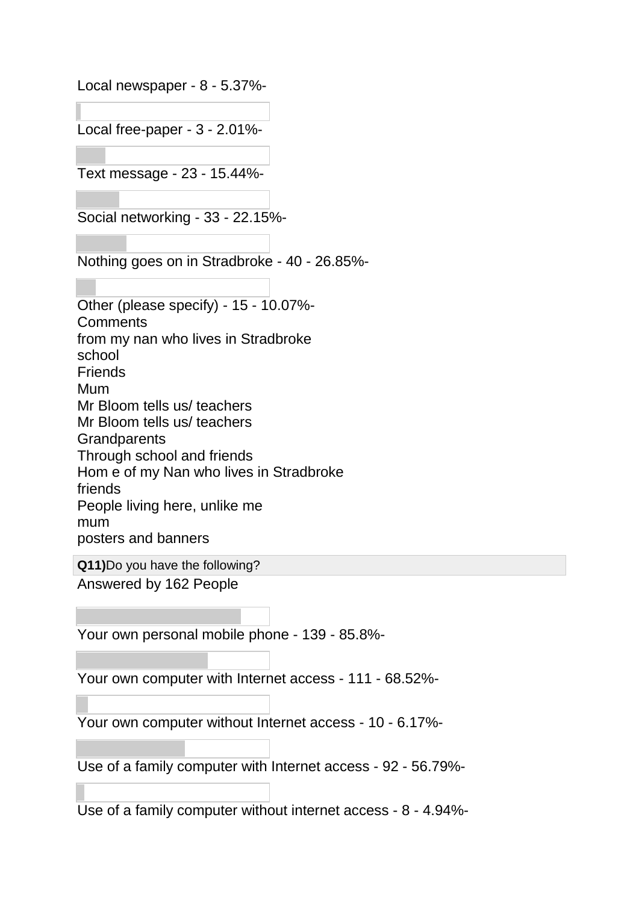Local newspaper - 8 - 5.37%-

Local free-paper - 3 - 2.01%-

Text message - 23 - 15.44%-

Social networking - 33 - 22.15%-

Nothing goes on in Stradbroke - 40 - 26.85%-

Other (please specify) - 15 - 10.07%-

Comments

from my nan who lives in Stradbroke
school
Friends
Mum
Mr Bloom tells us/ teachers
Mr Bloom tells us/ teachers
Grandparents
Through school and friends
Hom e of my Nan who lives in Stradbroke
friends
People living here, unlike me
mum
posters and banners

**Q11)**Do you have the following?

Answered by 162 People

Your own personal mobile phone - 139 - 85.8%-

Your own computer with Internet access - 111 - 68.52%-

Your own computer without Internet access - 10 - 6.17%-

Use of a family computer with Internet access - 92 - 56.79%-

Use of a family computer without internet access - 8 - 4.94%-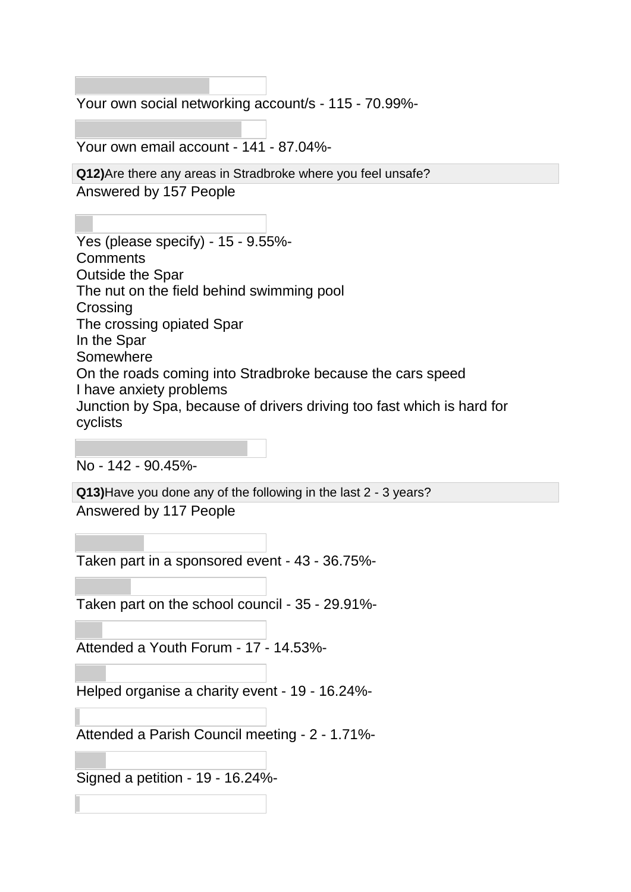Your own social networking account/s - 115 - 70.99%-

Your own email account - 141 - 87.04%-

**Q12)** Are there any areas in Stradbroke where you feel unsafe?

Answered by 157 People

Yes (please specify) - 15 - 9.55%-

Comments

Outside the Spar

The nut on the field behind swimming pool

Crossing

The crossing opiated Spar

In the Spar

Somewhere

On the roads coming into Stradbroke because the cars speed

I have anxiety problems

Junction by Spa, because of drivers driving too fast which is hard for cyclists

No - 142 - 90.45%-

**Q13)** Have you done any of the following in the last 2 - 3 years?

Answered by 117 People

Taken part in a sponsored event - 43 - 36.75%-

Taken part on the school council - 35 - 29.91%-

Attended a Youth Forum - 17 - 14.53%-

Helped organise a charity event - 19 - 16.24%-

Attended a Parish Council meeting - 2 - 1.71%-

Signed a petition - 19 - 16.24%-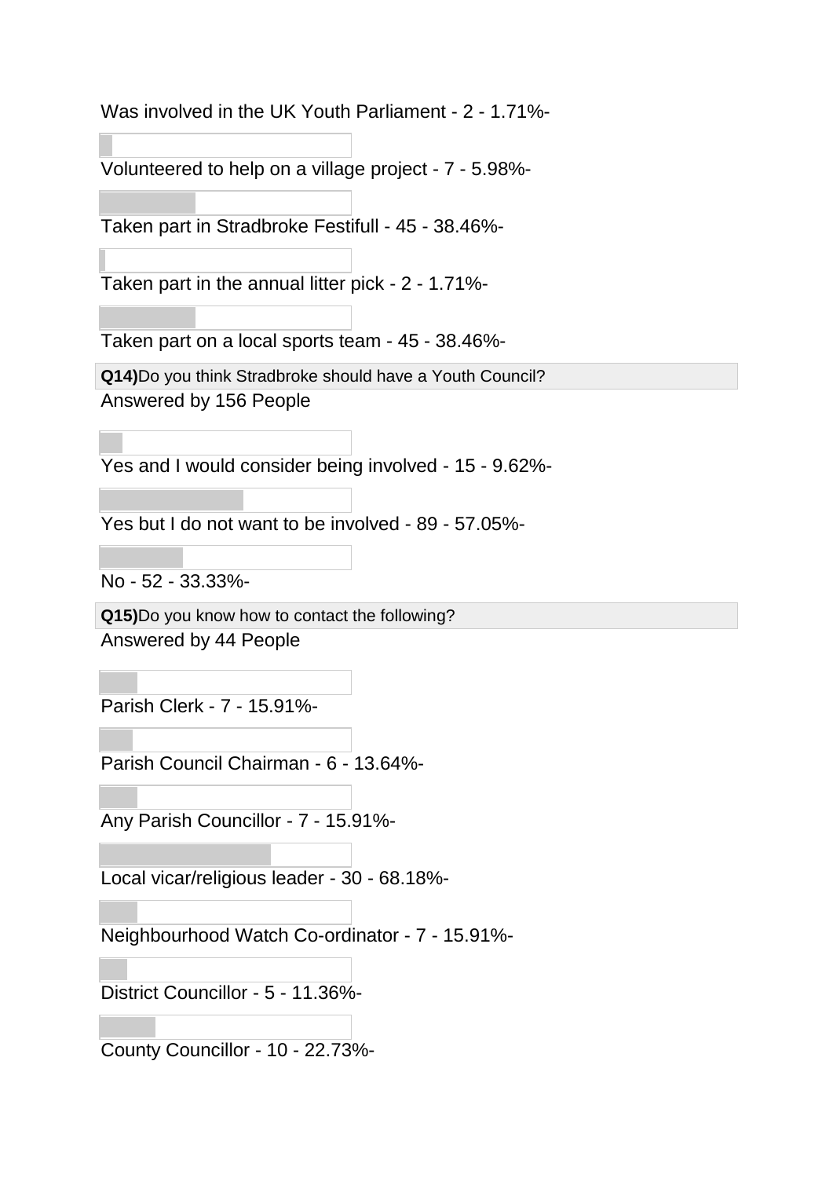Was involved in the UK Youth Parliament - 2 - 1.71%-

Volunteered to help on a village project - 7 - 5.98%-

Taken part in Stradbroke Festifull - 45 - 38.46%-

Taken part in the annual litter pick - 2 - 1.71%-

Taken part on a local sports team - 45 - 38.46%-

**Q14)**Do you think Stradbroke should have a Youth Council?

Answered by 156 People

Yes and I would consider being involved - 15 - 9.62%-

Yes but I do not want to be involved - 89 - 57.05%-

No - 52 - 33.33%-

**Q15)**Do you know how to contact the following?

Answered by 44 People

Parish Clerk - 7 - 15.91%-

Parish Council Chairman - 6 - 13.64%-

Any Parish Councillor - 7 - 15.91%-

Local vicar/religious leader - 30 - 68.18%-

Neighbourhood Watch Co-ordinator - 7 - 15.91%-

District Councillor - 5 - 11.36%-

County Councillor - 10 - 22.73%-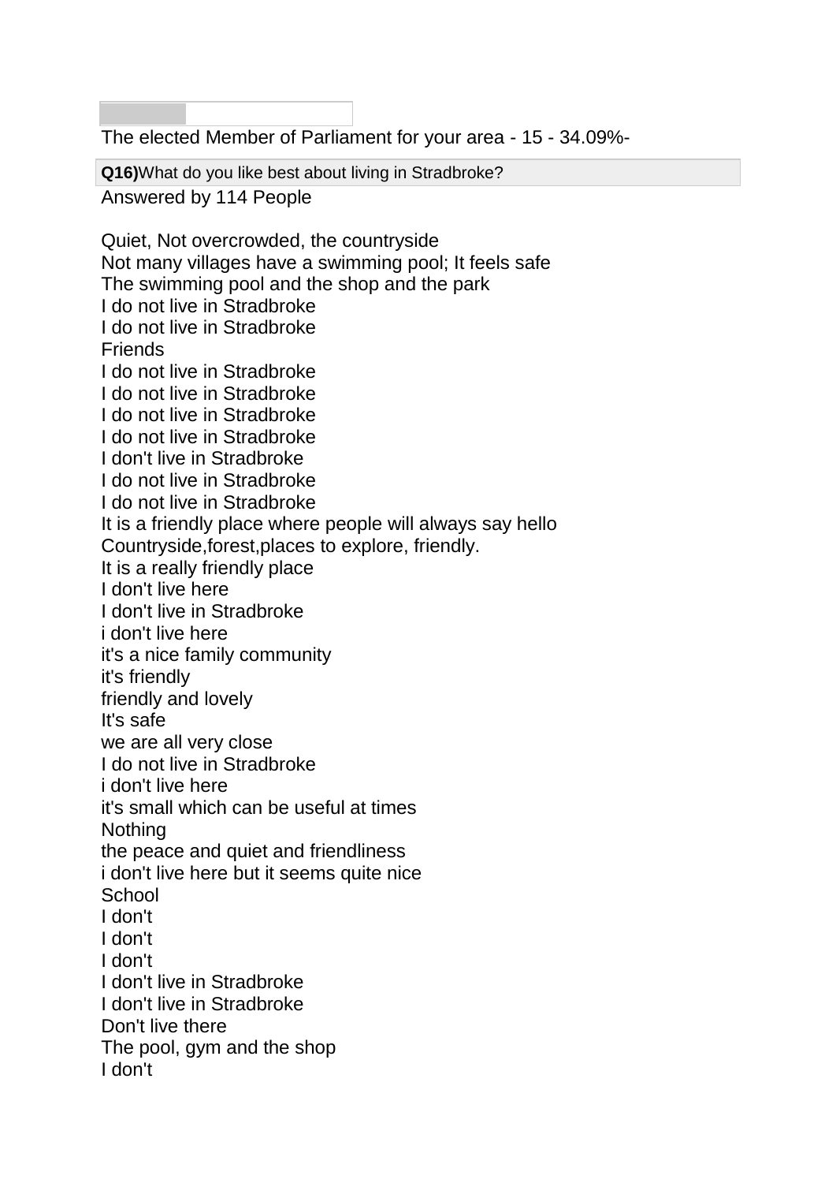The elected Member of Parliament for your area - 15 - 34.09%-

**Q16)**What do you like best about living in Stradbroke?

Answered by 114 People

Quiet, Not overcrowded, the countryside
Not many villages have a swimming pool; It feels safe
The swimming pool and the shop and the park
I do not live in Stradbroke
I do not live in Stradbroke
Friends
I do not live in Stradbroke
I do not live in Stradbroke
I do not live in Stradbroke
I do not live in Stradbroke
I don't live in Stradbroke
I do not live in Stradbroke
I do not live in Stradbroke
It is a friendly place where people will always say hello
Countryside,forest,places to explore, friendly.
It is a really friendly place
I don't live here
I don't live in Stradbroke
i don't live here
it's a nice family community
it's friendly
friendly and lovely
It's safe
we are all very close
I do not live in Stradbroke
i don't live here
it's small which can be useful at times
Nothing
the peace and quiet and friendliness
i don't live here but it seems quite nice
School
I don't
I don't
I don't
I don't live in Stradbroke
I don't live in Stradbroke
Don't live there
The pool, gym and the shop
I don't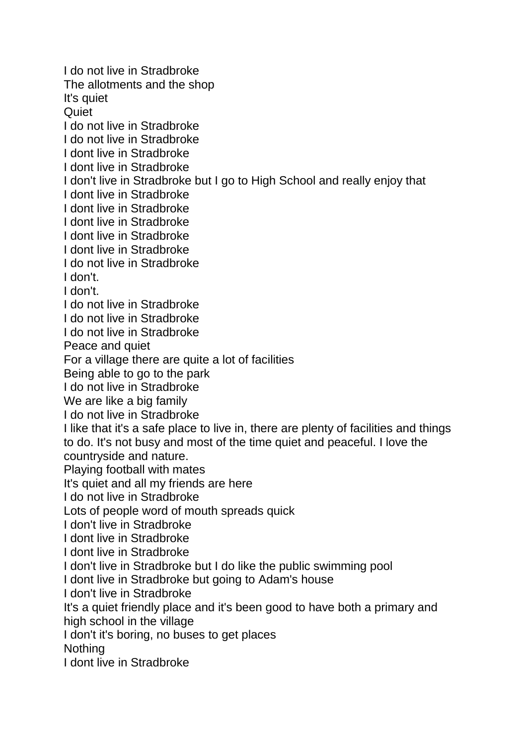I do not live in Stradbroke
The allotments and the shop
It's quiet
Quiet
I do not live in Stradbroke
I do not live in Stradbroke
I dont live in Stradbroke
I dont live in Stradbroke
I don't live in Stradbroke but I go to High School and really enjoy that
I dont live in Stradbroke
I dont live in Stradbroke
I dont live in Stradbroke
I dont live in Stradbroke
I dont live in Stradbroke
I do not live in Stradbroke
I don't.
I don't.
I do not live in Stradbroke
I do not live in Stradbroke
I do not live in Stradbroke
Peace and quiet
For a village there are quite a lot of facilities
Being able to go to the park
I do not live in Stradbroke
We are like a big family
I do not live in Stradbroke
I like that it's a safe place to live in, there are plenty of facilities and things to do. It's not busy and most of the time quiet and peaceful. I love the countryside and nature.
Playing football with mates
It's quiet and all my friends are here
I do not live in Stradbroke
Lots of people word of mouth spreads quick
I don't live in Stradbroke
I dont live in Stradbroke
I dont live in Stradbroke
I don't live in Stradbroke but I do like the public swimming pool
I dont live in Stradbroke but going to Adam's house
I don't live in Stradbroke
It's a quiet friendly place and it's been good to have both a primary and high school in the village
I don't it's boring, no buses to get places
Nothing
I dont live in Stradbroke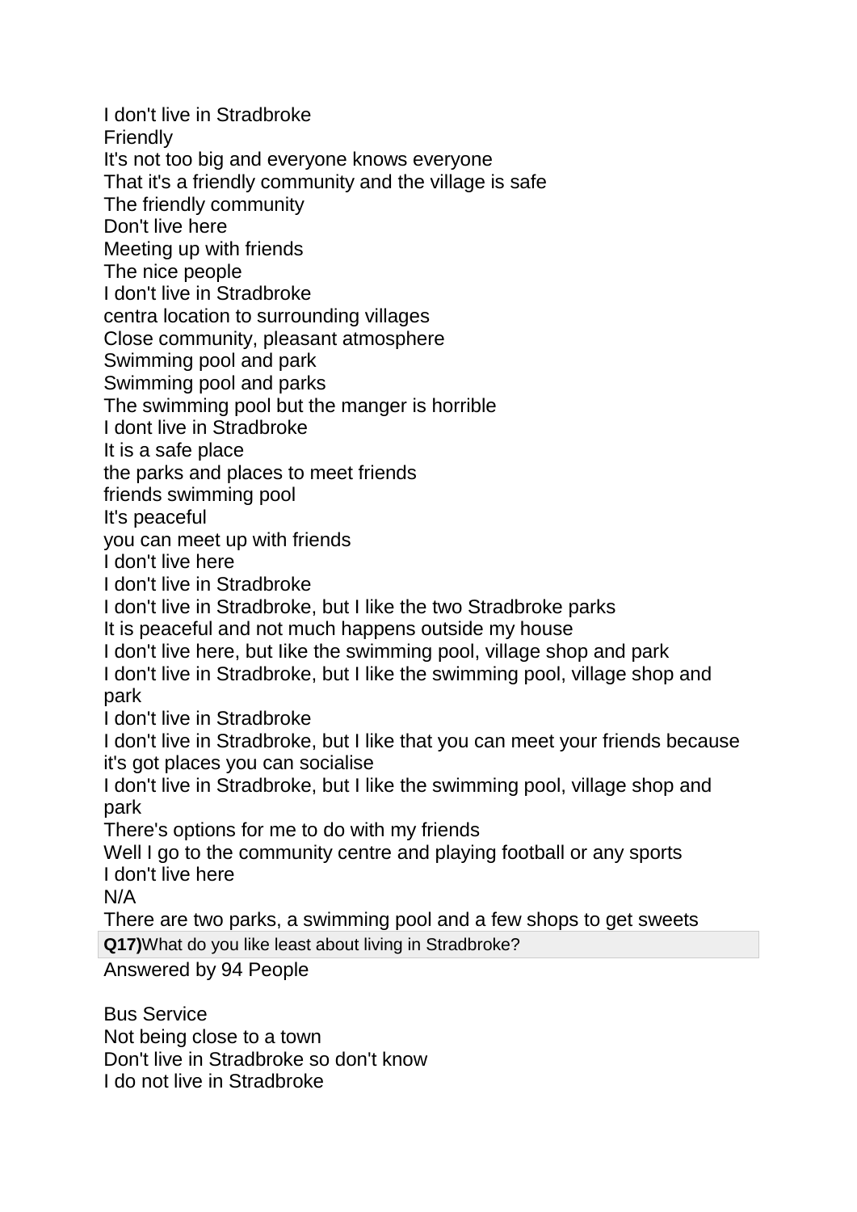I don't live in Stradbroke
Friendly
It's not too big and everyone knows everyone
That it's a friendly community and the village is safe
The friendly community
Don't live here
Meeting up with friends
The nice people
I don't live in Stradbroke
centra location to surrounding villages
Close community, pleasant atmosphere
Swimming pool and park
Swimming pool and parks
The swimming pool but the manger is horrible
I dont live in Stradbroke
It is a safe place
the parks and places to meet friends
friends swimming pool
It's peaceful
you can meet up with friends
I don't live here
I don't live in Stradbroke
I don't live in Stradbroke, but I like the two Stradbroke parks
It is peaceful and not much happens outside my house
I don't live here, but Ilike the swimming pool, village shop and park
I don't live in Stradbroke, but I like the swimming pool, village shop and park
I don't live in Stradbroke
I don't live in Stradbroke, but I like that you can meet your friends because it's got places you can socialise
I don't live in Stradbroke, but I like the swimming pool, village shop and park
There's options for me to do with my friends
Well I go to the community centre and playing football or any sports
I don't live here
N/A
There are two parks, a swimming pool and a few shops to get sweets

**Q17)** What do you like least about living in Stradbroke?

Answered by 94 People

Bus Service
Not being close to a town
Don't live in Stradbroke so don't know
I do not live in Stradbroke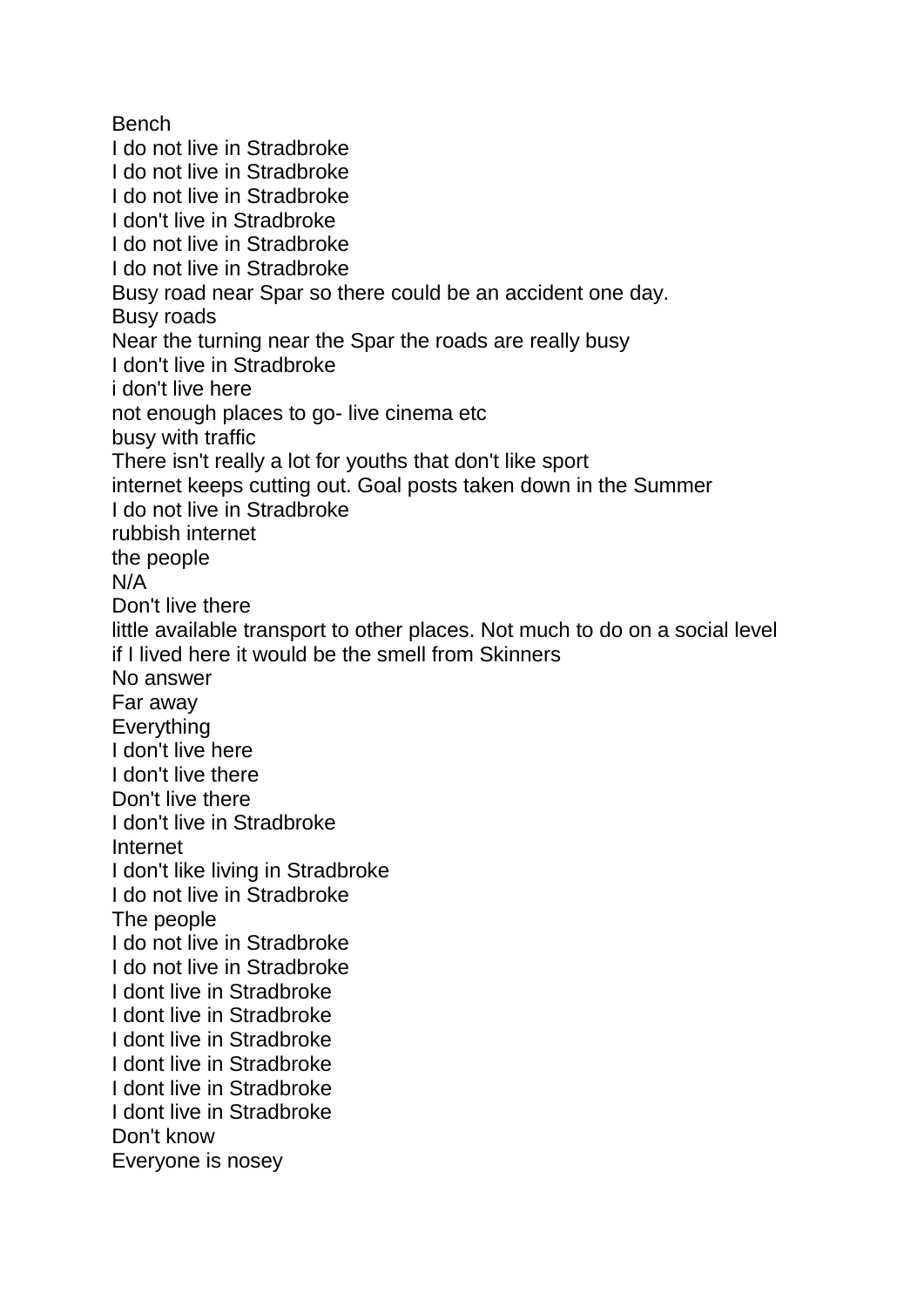Bench
I do not live in Stradbroke
I do not live in Stradbroke
I do not live in Stradbroke
I don't live in Stradbroke
I do not live in Stradbroke
I do not live in Stradbroke
Busy road near Spar so there could be an accident one day.
Busy roads
Near the turning near the Spar the roads are really busy
I don't live in Stradbroke
i don't live here
not enough places to go- live cinema etc
busy with traffic
There isn't really a lot for youths that don't like sport
internet keeps cutting out. Goal posts taken down in the Summer
I do not live in Stradbroke
rubbish internet
the people
N/A
Don't live there
little available transport to other places. Not much to do on a social level
if I lived here it would be the smell from Skinners
No answer
Far away
Everything
I don't live here
I don't live there
Don't live there
I don't live in Stradbroke
Internet
I don't like living in Stradbroke
I do not live in Stradbroke
The people
I do not live in Stradbroke
I do not live in Stradbroke
I dont live in Stradbroke
I dont live in Stradbroke
I dont live in Stradbroke
I dont live in Stradbroke
I dont live in Stradbroke
I dont live in Stradbroke
Don't know
Everyone is nosey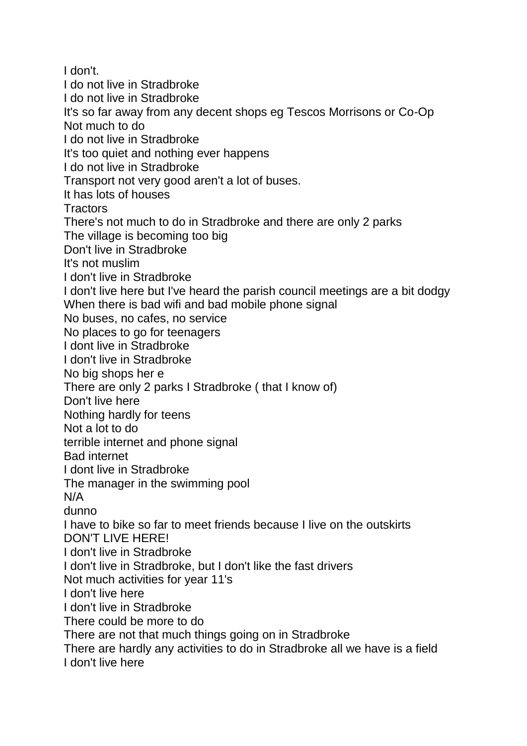I don't.
I do not live in Stradbroke
I do not live in Stradbroke
It's so far away from any decent shops eg Tescos Morrisons or Co-Op
Not much to do
I do not live in Stradbroke
It's too quiet and nothing ever happens
I do not live in Stradbroke
Transport not very good aren't a lot of buses.
It has lots of houses
Tractors
There's not much to do in Stradbroke and there are only 2 parks
The village is becoming too big
Don't live in Stradbroke
It's not muslim
I don't live in Stradbroke
I don't live here but I've heard the parish council meetings are a bit dodgy
When there is bad wifi and bad mobile phone signal
No buses, no cafes, no service
No places to go for teenagers
I dont live in Stradbroke
I don't live in Stradbroke
No big shops her e
There are only 2 parks I Stradbroke ( that I know of)
Don't live here
Nothing hardly for teens
Not a lot to do
terrible internet and phone signal
Bad internet
I dont live in Stradbroke
The manager in the swimming pool
N/A
dunno
I have to bike so far to meet friends because I live on the outskirts
DON'T LIVE HERE!
I don't live in Stradbroke
I don't live in Stradbroke, but I don't like the fast drivers
Not much activities for year 11's
I don't live here
I don't live in Stradbroke
There could be more to do
There are not that much things going on in Stradbroke
There are hardly any activities to do in Stradbroke all we have is a field
I don't live here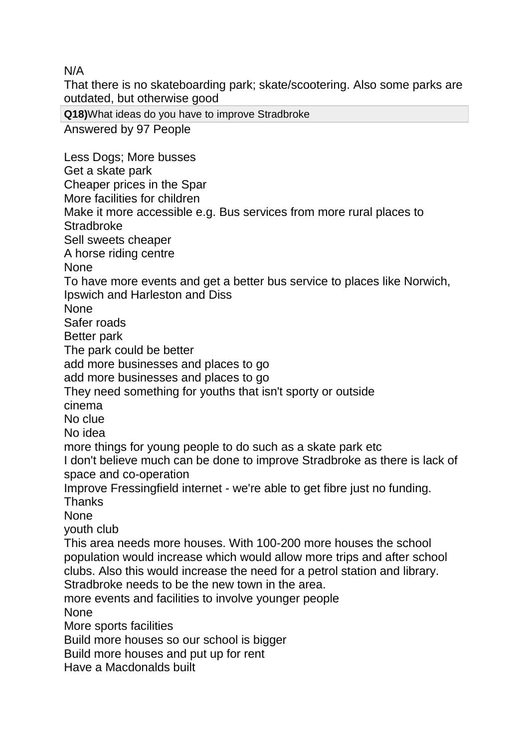N/A

That there is no skateboarding park; skate/scootering. Also some parks are outdated, but otherwise good

**Q18)** What ideas do you have to improve Stradbroke

Answered by 97 People

Less Dogs; More busses

Get a skate park

Cheaper prices in the Spar

More facilities for children

Make it more accessible e.g. Bus services from more rural places to Stradbroke

Sell sweets cheaper

A horse riding centre

None

To have more events and get a better bus service to places like Norwich, Ipswich and Harleston and Diss

None

Safer roads

Better park

The park could be better

add more businesses and places to go

add more businesses and places to go

They need something for youths that isn't sporty or outside

cinema

No clue

No idea

more things for young people to do such as a skate park etc

I don't believe much can be done to improve Stradbroke as there is lack of space and co-operation

Improve Fressingfield internet - we're able to get fibre just no funding. Thanks

None

youth club

This area needs more houses. With 100-200 more houses the school population would increase which would allow more trips and after school clubs. Also this would increase the need for a petrol station and library. Stradbroke needs to be the new town in the area.

more events and facilities to involve younger people

None

More sports facilities

Build more houses so our school is bigger

Build more houses and put up for rent

Have a Macdonalds built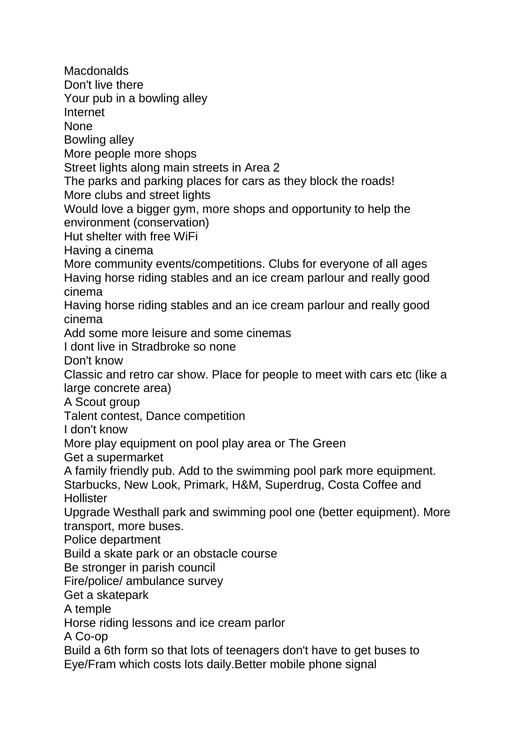Macdonalds
Don't live there
Your pub in a bowling alley
Internet
None
Bowling alley
More people more shops
Street lights along main streets in Area 2
The parks and parking places for cars as they block the roads!
More clubs and street lights
Would love a bigger gym, more shops and opportunity to help the environment (conservation)
Hut shelter with free WiFi
Having a cinema
More community events/competitions. Clubs for everyone of all ages
Having horse riding stables and an ice cream parlour and really good cinema
Having horse riding stables and an ice cream parlour and really good cinema
Add some more leisure and some cinemas
I dont live in Stradbroke so none
Don't know
Classic and retro car show. Place for people to meet with cars etc (like a large concrete area)
A Scout group
Talent contest, Dance competition
I don't know
More play equipment on pool play area or The Green
Get a supermarket
A family friendly pub. Add to the swimming pool park more equipment.
Starbucks, New Look, Primark, H&M, Superdrug, Costa Coffee and Hollister
Upgrade Westhall park and swimming pool one (better equipment). More transport, more buses.
Police department
Build a skate park or an obstacle course
Be stronger in parish council
Fire/police/ ambulance survey
Get a skatepark
A temple
Horse riding lessons and ice cream parlor
A Co-op
Build a 6th form so that lots of teenagers don't have to get buses to Eye/Fram which costs lots daily.Better mobile phone signal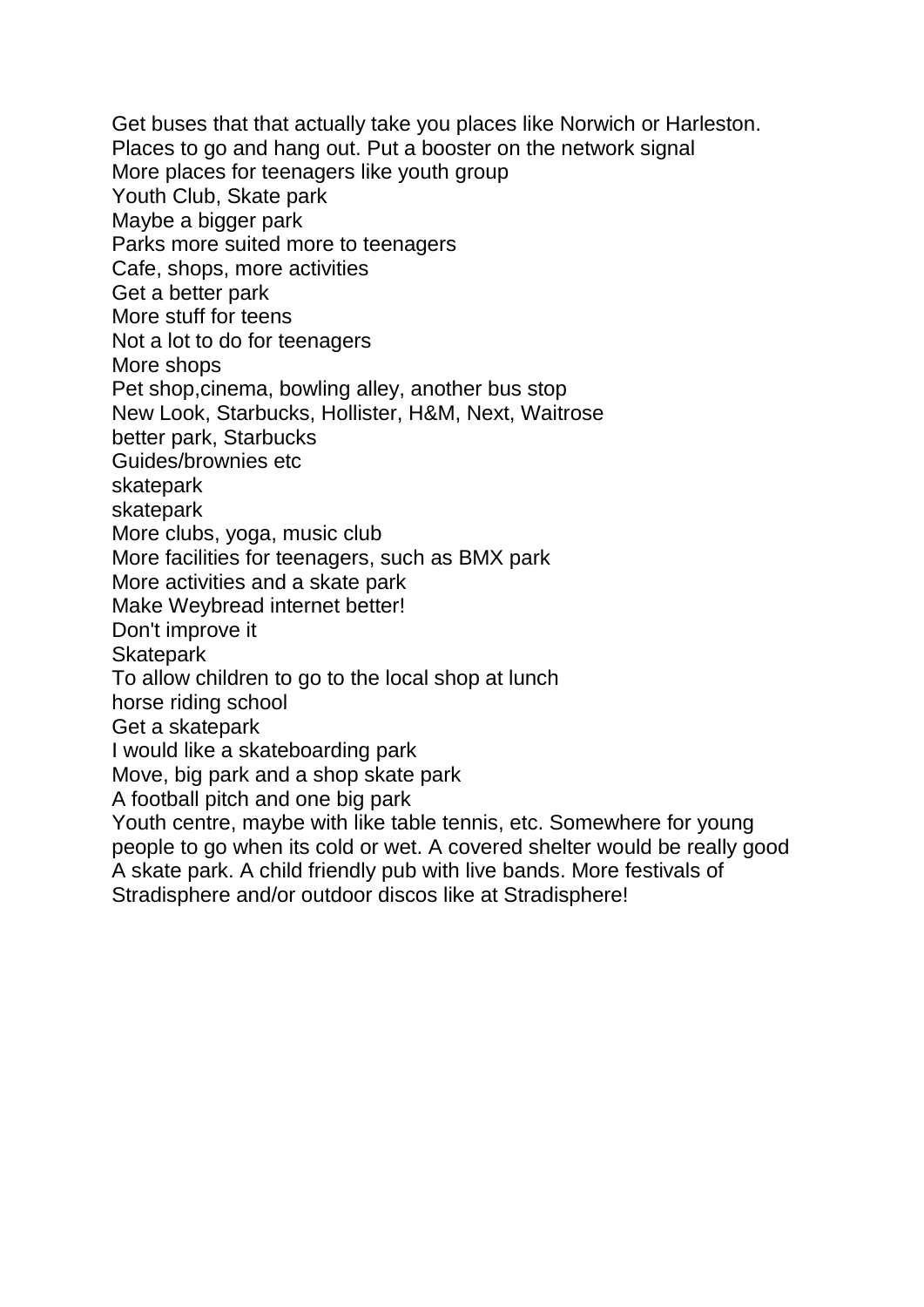Get buses that that actually take you places like Norwich or Harleston. Places to go and hang out. Put a booster on the network signal

More places for teenagers like youth group

Youth Club, Skate park

Maybe a bigger park

Parks more suited more to teenagers

Cafe, shops, more activities

Get a better park

More stuff for teens

Not a lot to do for teenagers

More shops

Pet shop,cinema, bowling alley, another bus stop

New Look, Starbucks, Hollister, H&M, Next, Waitrose

better park, Starbucks

Guides/brownies etc

skatepark

skatepark

More clubs, yoga, music club

More facilities for teenagers, such as BMX park

More activities and a skate park

Make Weybread internet better!

Don't improve it

Skatepark

To allow children to go to the local shop at lunch

horse riding school

Get a skatepark

I would like a skateboarding park

Move, big park and a shop skate park

A football pitch and one big park

Youth centre, maybe with like table tennis, etc. Somewhere for young people to go when its cold or wet. A covered shelter would be really good

A skate park. A child friendly pub with live bands. More festivals of Stradisphere and/or outdoor discos like at Stradisphere!